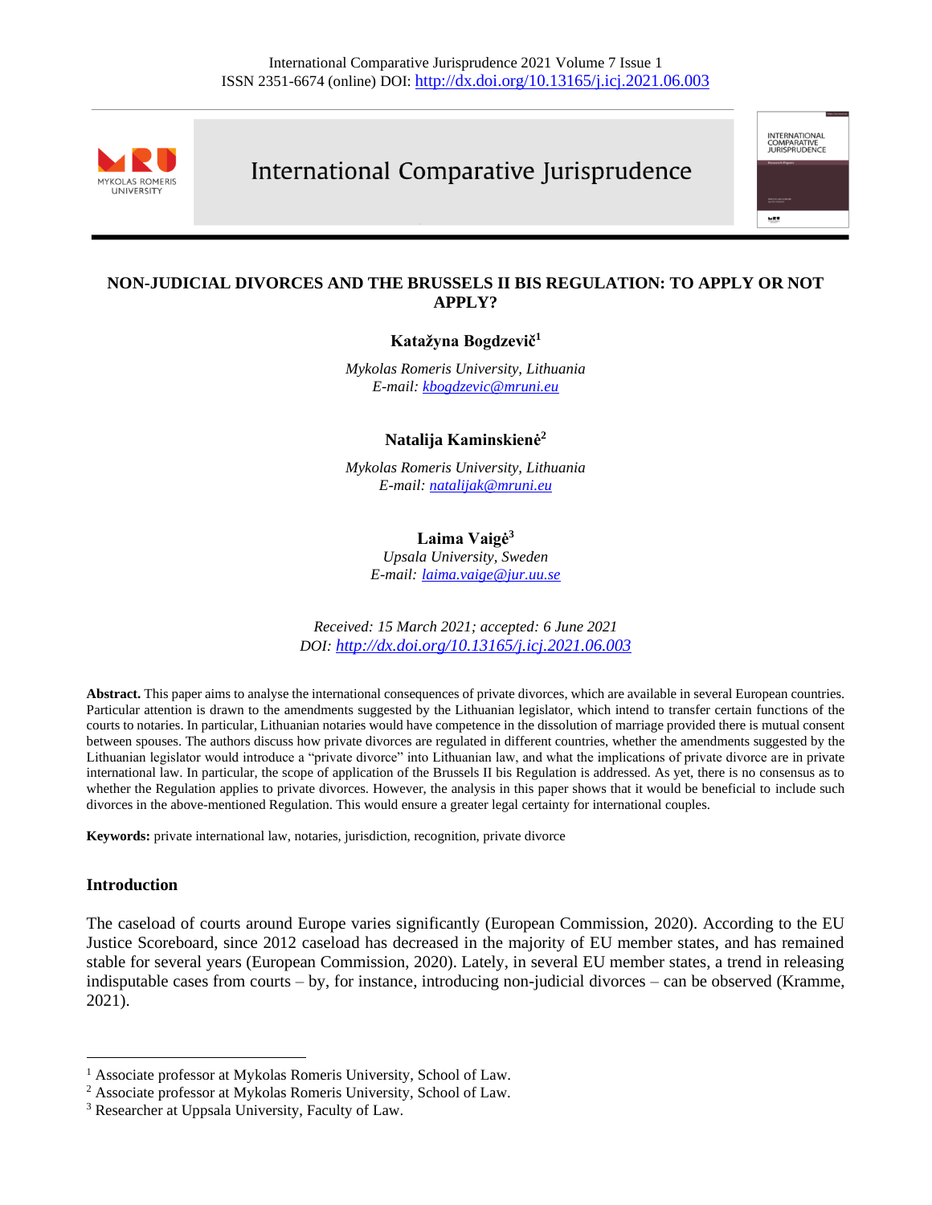# NON-JUDICIAL DIVORCES AND THE BRUSSELS II BIS REGULATION: TO APPLY OR NOT APPLY?

**Katažyna Bogdzevič**[1]

*Mykolas Romeris University, Lithuania*
*E-mail: kbogdzevic@mruni.eu*

**Natalija Kaminskienė**[2]

*Mykolas Romeris University, Lithuania*
*E-mail: natalijak@mruni.eu*

**Laima Vaigė**[3]

*Upsala University, Sweden*
*E-mail: laima.vaige@jur.uu.se*

*Received: 15 March 2021; accepted: 6 June 2021*
*DOI: http://dx.doi.org/10.13165/j.icj.2021.06.003*

**Abstract.** This paper aims to analyse the international consequences of private divorces, which are available in several European countries. Particular attention is drawn to the amendments suggested by the Lithuanian legislator, which intend to transfer certain functions of the courts to notaries. In particular, Lithuanian notaries would have competence in the dissolution of marriage provided there is mutual consent between spouses. The authors discuss how private divorces are regulated in different countries, whether the amendments suggested by the Lithuanian legislator would introduce a "private divorce" into Lithuanian law, and what the implications of private divorce are in private international law. In particular, the scope of application of the Brussels II bis Regulation is addressed. As yet, there is no consensus as to whether the Regulation applies to private divorces. However, the analysis in this paper shows that it would be beneficial to include such divorces in the above-mentioned Regulation. This would ensure a greater legal certainty for international couples.

**Keywords:** private international law, notaries, jurisdiction, recognition, private divorce

## Introduction

The caseload of courts around Europe varies significantly (European Commission, 2020). According to the EU Justice Scoreboard, since 2012 caseload has decreased in the majority of EU member states, and has remained stable for several years (European Commission, 2020). Lately, in several EU member states, a trend in releasing indisputable cases from courts – by, for instance, introducing non-judicial divorces – can be observed (Kramme, 2021).

---

[1] Associate professor at Mykolas Romeris University, School of Law.
[2] Associate professor at Mykolas Romeris University, School of Law.
[3] Researcher at Uppsala University, Faculty of Law.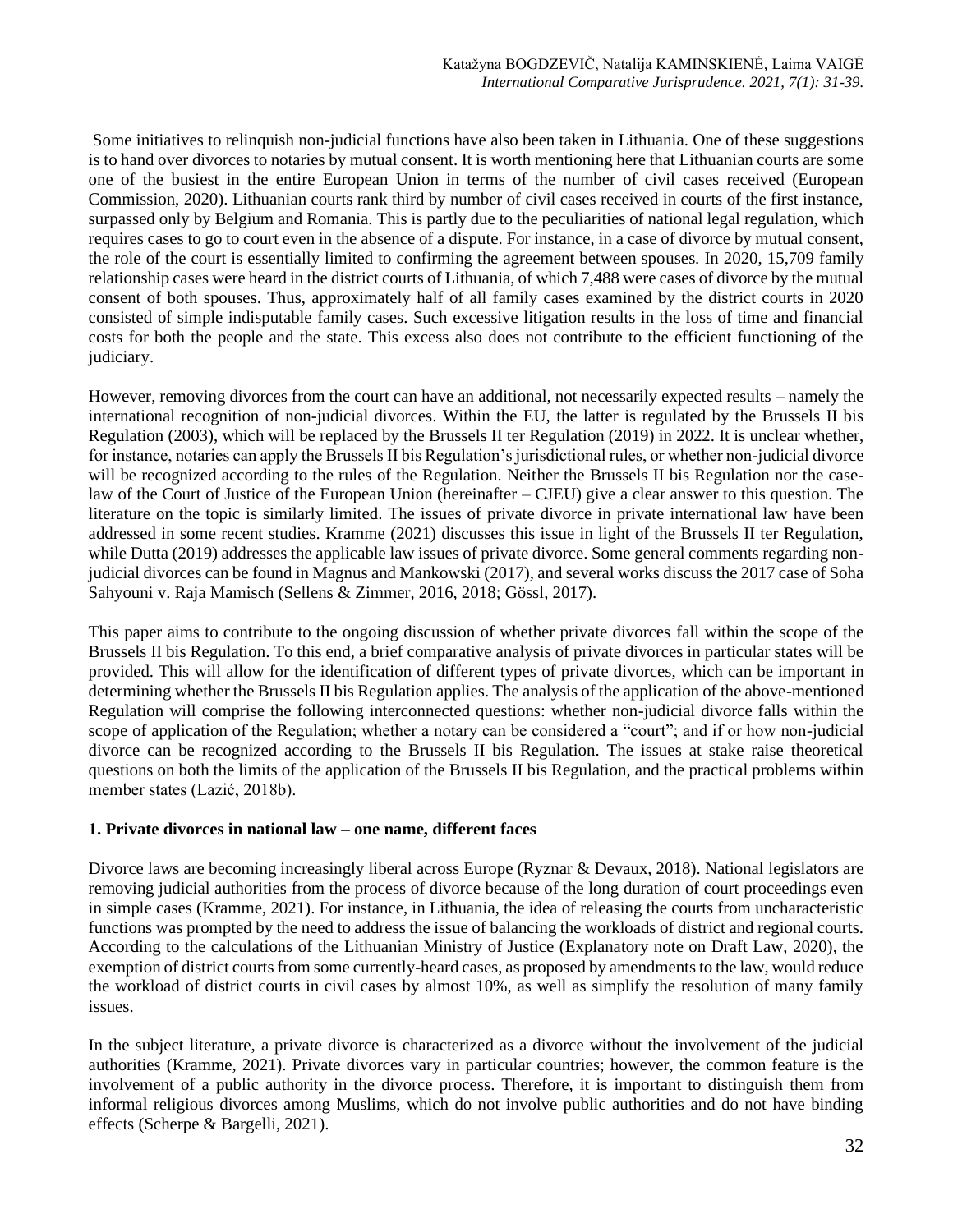Some initiatives to relinquish non-judicial functions have also been taken in Lithuania. One of these suggestions is to hand over divorces to notaries by mutual consent. It is worth mentioning here that Lithuanian courts are some one of the busiest in the entire European Union in terms of the number of civil cases received (European Commission, 2020). Lithuanian courts rank third by number of civil cases received in courts of the first instance, surpassed only by Belgium and Romania. This is partly due to the peculiarities of national legal regulation, which requires cases to go to court even in the absence of a dispute. For instance, in a case of divorce by mutual consent, the role of the court is essentially limited to confirming the agreement between spouses. In 2020, 15,709 family relationship cases were heard in the district courts of Lithuania, of which 7,488 were cases of divorce by the mutual consent of both spouses. Thus, approximately half of all family cases examined by the district courts in 2020 consisted of simple indisputable family cases. Such excessive litigation results in the loss of time and financial costs for both the people and the state. This excess also does not contribute to the efficient functioning of the judiciary.

However, removing divorces from the court can have an additional, not necessarily expected results – namely the international recognition of non-judicial divorces. Within the EU, the latter is regulated by the Brussels II bis Regulation (2003), which will be replaced by the Brussels II ter Regulation (2019) in 2022. It is unclear whether, for instance, notaries can apply the Brussels II bis Regulation's jurisdictional rules, or whether non-judicial divorce will be recognized according to the rules of the Regulation. Neither the Brussels II bis Regulation nor the case-law of the Court of Justice of the European Union (hereinafter – CJEU) give a clear answer to this question. The literature on the topic is similarly limited. The issues of private divorce in private international law have been addressed in some recent studies. Kramme (2021) discusses this issue in light of the Brussels II ter Regulation, while Dutta (2019) addresses the applicable law issues of private divorce. Some general comments regarding non-judicial divorces can be found in Magnus and Mankowski (2017), and several works discuss the 2017 case of Soha Sahyouni v. Raja Mamisch (Sellens & Zimmer, 2016, 2018; Gössl, 2017).

This paper aims to contribute to the ongoing discussion of whether private divorces fall within the scope of the Brussels II bis Regulation. To this end, a brief comparative analysis of private divorces in particular states will be provided. This will allow for the identification of different types of private divorces, which can be important in determining whether the Brussels II bis Regulation applies. The analysis of the application of the above-mentioned Regulation will comprise the following interconnected questions: whether non-judicial divorce falls within the scope of application of the Regulation; whether a notary can be considered a "court"; and if or how non-judicial divorce can be recognized according to the Brussels II bis Regulation. The issues at stake raise theoretical questions on both the limits of the application of the Brussels II bis Regulation, and the practical problems within member states (Lazić, 2018b).

## 1. Private divorces in national law – one name, different faces

Divorce laws are becoming increasingly liberal across Europe (Ryznar & Devaux, 2018). National legislators are removing judicial authorities from the process of divorce because of the long duration of court proceedings even in simple cases (Kramme, 2021). For instance, in Lithuania, the idea of releasing the courts from uncharacteristic functions was prompted by the need to address the issue of balancing the workloads of district and regional courts. According to the calculations of the Lithuanian Ministry of Justice (Explanatory note on Draft Law, 2020), the exemption of district courts from some currently-heard cases, as proposed by amendments to the law, would reduce the workload of district courts in civil cases by almost 10%, as well as simplify the resolution of many family issues.

In the subject literature, a private divorce is characterized as a divorce without the involvement of the judicial authorities (Kramme, 2021). Private divorces vary in particular countries; however, the common feature is the involvement of a public authority in the divorce process. Therefore, it is important to distinguish them from informal religious divorces among Muslims, which do not involve public authorities and do not have binding effects (Scherpe & Bargelli, 2021).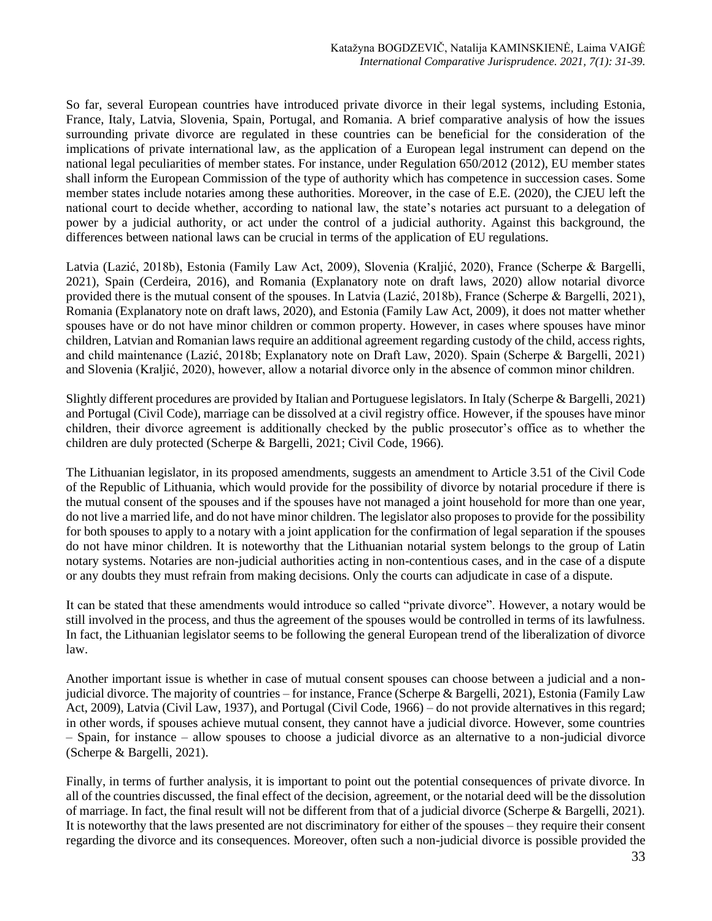So far, several European countries have introduced private divorce in their legal systems, including Estonia, France, Italy, Latvia, Slovenia, Spain, Portugal, and Romania. A brief comparative analysis of how the issues surrounding private divorce are regulated in these countries can be beneficial for the consideration of the implications of private international law, as the application of a European legal instrument can depend on the national legal peculiarities of member states. For instance, under Regulation 650/2012 (2012), EU member states shall inform the European Commission of the type of authority which has competence in succession cases. Some member states include notaries among these authorities. Moreover, in the case of E.E. (2020), the CJEU left the national court to decide whether, according to national law, the state's notaries act pursuant to a delegation of power by a judicial authority, or act under the control of a judicial authority. Against this background, the differences between national laws can be crucial in terms of the application of EU regulations.

Latvia (Lazić, 2018b), Estonia (Family Law Act, 2009), Slovenia (Kraljić, 2020), France (Scherpe & Bargelli, 2021), Spain (Cerdeira, 2016), and Romania (Explanatory note on draft laws, 2020) allow notarial divorce provided there is the mutual consent of the spouses. In Latvia (Lazić, 2018b), France (Scherpe & Bargelli, 2021), Romania (Explanatory note on draft laws, 2020), and Estonia (Family Law Act, 2009), it does not matter whether spouses have or do not have minor children or common property. However, in cases where spouses have minor children, Latvian and Romanian laws require an additional agreement regarding custody of the child, access rights, and child maintenance (Lazić, 2018b; Explanatory note on Draft Law, 2020). Spain (Scherpe & Bargelli, 2021) and Slovenia (Kraljić, 2020), however, allow a notarial divorce only in the absence of common minor children.

Slightly different procedures are provided by Italian and Portuguese legislators. In Italy (Scherpe & Bargelli, 2021) and Portugal (Civil Code), marriage can be dissolved at a civil registry office. However, if the spouses have minor children, their divorce agreement is additionally checked by the public prosecutor's office as to whether the children are duly protected (Scherpe & Bargelli, 2021; Civil Code, 1966).

The Lithuanian legislator, in its proposed amendments, suggests an amendment to Article 3.51 of the Civil Code of the Republic of Lithuania, which would provide for the possibility of divorce by notarial procedure if there is the mutual consent of the spouses and if the spouses have not managed a joint household for more than one year, do not live a married life, and do not have minor children. The legislator also proposes to provide for the possibility for both spouses to apply to a notary with a joint application for the confirmation of legal separation if the spouses do not have minor children. It is noteworthy that the Lithuanian notarial system belongs to the group of Latin notary systems. Notaries are non-judicial authorities acting in non-contentious cases, and in the case of a dispute or any doubts they must refrain from making decisions. Only the courts can adjudicate in case of a dispute.

It can be stated that these amendments would introduce so called "private divorce". However, a notary would be still involved in the process, and thus the agreement of the spouses would be controlled in terms of its lawfulness. In fact, the Lithuanian legislator seems to be following the general European trend of the liberalization of divorce law.

Another important issue is whether in case of mutual consent spouses can choose between a judicial and a non-judicial divorce. The majority of countries – for instance, France (Scherpe & Bargelli, 2021), Estonia (Family Law Act, 2009), Latvia (Civil Law, 1937), and Portugal (Civil Code, 1966) – do not provide alternatives in this regard; in other words, if spouses achieve mutual consent, they cannot have a judicial divorce. However, some countries – Spain, for instance – allow spouses to choose a judicial divorce as an alternative to a non-judicial divorce (Scherpe & Bargelli, 2021).

Finally, in terms of further analysis, it is important to point out the potential consequences of private divorce. In all of the countries discussed, the final effect of the decision, agreement, or the notarial deed will be the dissolution of marriage. In fact, the final result will not be different from that of a judicial divorce (Scherpe & Bargelli, 2021). It is noteworthy that the laws presented are not discriminatory for either of the spouses – they require their consent regarding the divorce and its consequences. Moreover, often such a non-judicial divorce is possible provided the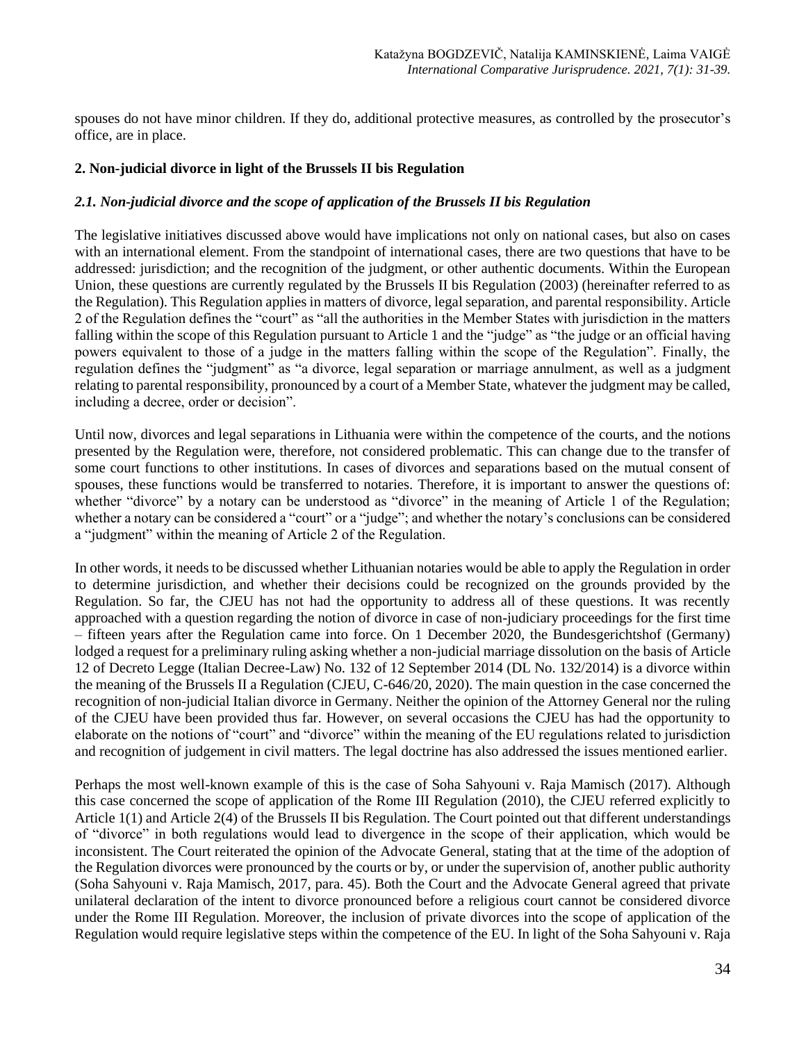spouses do not have minor children. If they do, additional protective measures, as controlled by the prosecutor's office, are in place.

## 2. Non-judicial divorce in light of the Brussels II bis Regulation

### *2.1. Non-judicial divorce and the scope of application of the Brussels II bis Regulation*

The legislative initiatives discussed above would have implications not only on national cases, but also on cases with an international element. From the standpoint of international cases, there are two questions that have to be addressed: jurisdiction; and the recognition of the judgment, or other authentic documents. Within the European Union, these questions are currently regulated by the Brussels II bis Regulation (2003) (hereinafter referred to as the Regulation). This Regulation applies in matters of divorce, legal separation, and parental responsibility. Article 2 of the Regulation defines the "court" as "all the authorities in the Member States with jurisdiction in the matters falling within the scope of this Regulation pursuant to Article 1 and the "judge" as "the judge or an official having powers equivalent to those of a judge in the matters falling within the scope of the Regulation". Finally, the regulation defines the "judgment" as "a divorce, legal separation or marriage annulment, as well as a judgment relating to parental responsibility, pronounced by a court of a Member State, whatever the judgment may be called, including a decree, order or decision".

Until now, divorces and legal separations in Lithuania were within the competence of the courts, and the notions presented by the Regulation were, therefore, not considered problematic. This can change due to the transfer of some court functions to other institutions. In cases of divorces and separations based on the mutual consent of spouses, these functions would be transferred to notaries. Therefore, it is important to answer the questions of: whether "divorce" by a notary can be understood as "divorce" in the meaning of Article 1 of the Regulation; whether a notary can be considered a "court" or a "judge"; and whether the notary's conclusions can be considered a "judgment" within the meaning of Article 2 of the Regulation.

In other words, it needs to be discussed whether Lithuanian notaries would be able to apply the Regulation in order to determine jurisdiction, and whether their decisions could be recognized on the grounds provided by the Regulation. So far, the CJEU has not had the opportunity to address all of these questions. It was recently approached with a question regarding the notion of divorce in case of non-judiciary proceedings for the first time – fifteen years after the Regulation came into force. On 1 December 2020, the Bundesgerichtshof (Germany) lodged a request for a preliminary ruling asking whether a non-judicial marriage dissolution on the basis of Article 12 of Decreto Legge (Italian Decree-Law) No. 132 of 12 September 2014 (DL No. 132/2014) is a divorce within the meaning of the Brussels II a Regulation (CJEU, C-646/20, 2020). The main question in the case concerned the recognition of non-judicial Italian divorce in Germany. Neither the opinion of the Attorney General nor the ruling of the CJEU have been provided thus far. However, on several occasions the CJEU has had the opportunity to elaborate on the notions of "court" and "divorce" within the meaning of the EU regulations related to jurisdiction and recognition of judgement in civil matters. The legal doctrine has also addressed the issues mentioned earlier.

Perhaps the most well-known example of this is the case of Soha Sahyouni v. Raja Mamisch (2017). Although this case concerned the scope of application of the Rome III Regulation (2010), the CJEU referred explicitly to Article 1(1) and Article 2(4) of the Brussels II bis Regulation. The Court pointed out that different understandings of "divorce" in both regulations would lead to divergence in the scope of their application, which would be inconsistent. The Court reiterated the opinion of the Advocate General, stating that at the time of the adoption of the Regulation divorces were pronounced by the courts or by, or under the supervision of, another public authority (Soha Sahyouni v. Raja Mamisch, 2017, para. 45). Both the Court and the Advocate General agreed that private unilateral declaration of the intent to divorce pronounced before a religious court cannot be considered divorce under the Rome III Regulation. Moreover, the inclusion of private divorces into the scope of application of the Regulation would require legislative steps within the competence of the EU. In light of the Soha Sahyouni v. Raja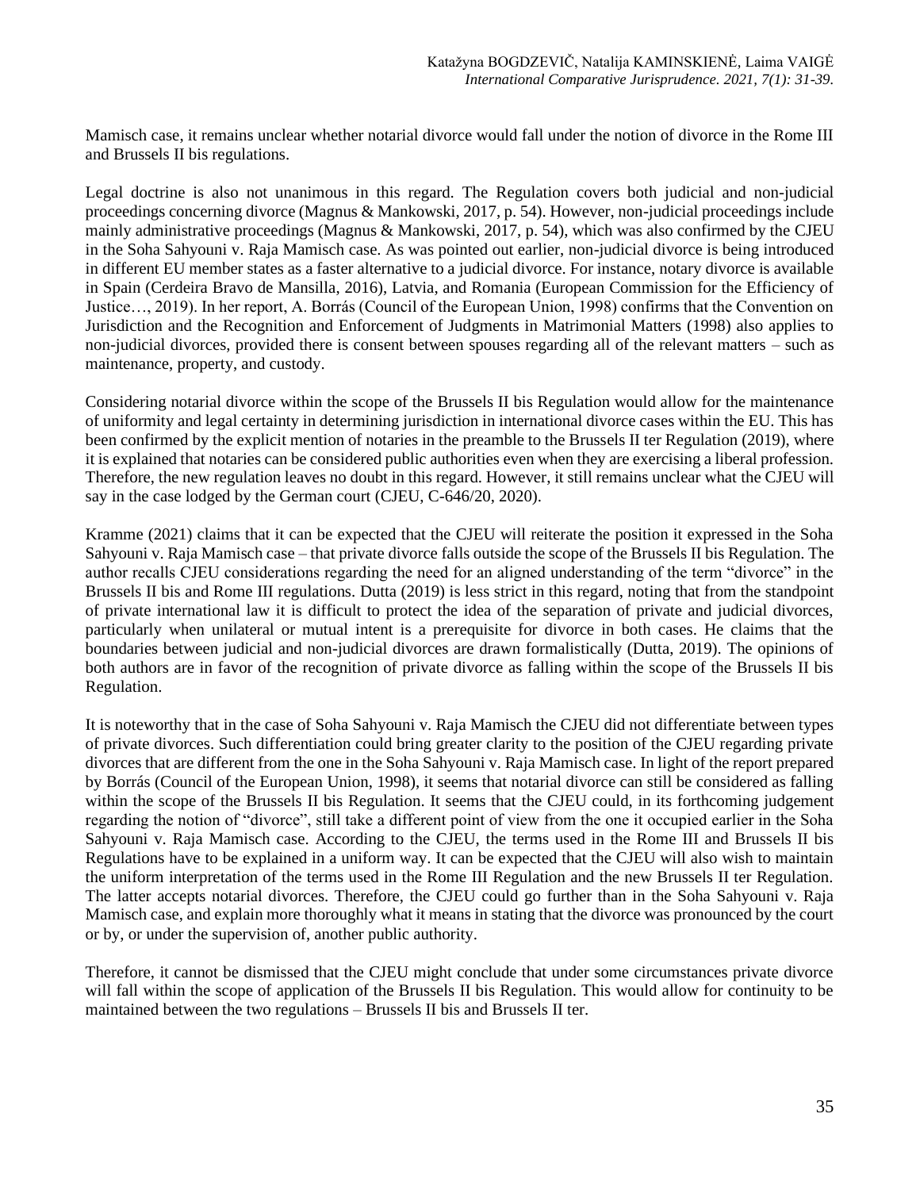Mamisch case, it remains unclear whether notarial divorce would fall under the notion of divorce in the Rome III and Brussels II bis regulations.

Legal doctrine is also not unanimous in this regard. The Regulation covers both judicial and non-judicial proceedings concerning divorce (Magnus & Mankowski, 2017, p. 54). However, non-judicial proceedings include mainly administrative proceedings (Magnus & Mankowski, 2017, p. 54), which was also confirmed by the CJEU in the Soha Sahyouni v. Raja Mamisch case. As was pointed out earlier, non-judicial divorce is being introduced in different EU member states as a faster alternative to a judicial divorce. For instance, notary divorce is available in Spain (Cerdeira Bravo de Mansilla, 2016), Latvia, and Romania (European Commission for the Efficiency of Justice…, 2019). In her report, A. Borrás (Council of the European Union, 1998) confirms that the Convention on Jurisdiction and the Recognition and Enforcement of Judgments in Matrimonial Matters (1998) also applies to non-judicial divorces, provided there is consent between spouses regarding all of the relevant matters – such as maintenance, property, and custody.

Considering notarial divorce within the scope of the Brussels II bis Regulation would allow for the maintenance of uniformity and legal certainty in determining jurisdiction in international divorce cases within the EU. This has been confirmed by the explicit mention of notaries in the preamble to the Brussels II ter Regulation (2019), where it is explained that notaries can be considered public authorities even when they are exercising a liberal profession. Therefore, the new regulation leaves no doubt in this regard. However, it still remains unclear what the CJEU will say in the case lodged by the German court (CJEU, C-646/20, 2020).

Kramme (2021) claims that it can be expected that the CJEU will reiterate the position it expressed in the Soha Sahyouni v. Raja Mamisch case – that private divorce falls outside the scope of the Brussels II bis Regulation. The author recalls CJEU considerations regarding the need for an aligned understanding of the term "divorce" in the Brussels II bis and Rome III regulations. Dutta (2019) is less strict in this regard, noting that from the standpoint of private international law it is difficult to protect the idea of the separation of private and judicial divorces, particularly when unilateral or mutual intent is a prerequisite for divorce in both cases. He claims that the boundaries between judicial and non-judicial divorces are drawn formalistically (Dutta, 2019). The opinions of both authors are in favor of the recognition of private divorce as falling within the scope of the Brussels II bis Regulation.

It is noteworthy that in the case of Soha Sahyouni v. Raja Mamisch the CJEU did not differentiate between types of private divorces. Such differentiation could bring greater clarity to the position of the CJEU regarding private divorces that are different from the one in the Soha Sahyouni v. Raja Mamisch case. In light of the report prepared by Borrás (Council of the European Union, 1998), it seems that notarial divorce can still be considered as falling within the scope of the Brussels II bis Regulation. It seems that the CJEU could, in its forthcoming judgement regarding the notion of "divorce", still take a different point of view from the one it occupied earlier in the Soha Sahyouni v. Raja Mamisch case. According to the CJEU, the terms used in the Rome III and Brussels II bis Regulations have to be explained in a uniform way. It can be expected that the CJEU will also wish to maintain the uniform interpretation of the terms used in the Rome III Regulation and the new Brussels II ter Regulation. The latter accepts notarial divorces. Therefore, the CJEU could go further than in the Soha Sahyouni v. Raja Mamisch case, and explain more thoroughly what it means in stating that the divorce was pronounced by the court or by, or under the supervision of, another public authority.

Therefore, it cannot be dismissed that the CJEU might conclude that under some circumstances private divorce will fall within the scope of application of the Brussels II bis Regulation. This would allow for continuity to be maintained between the two regulations – Brussels II bis and Brussels II ter.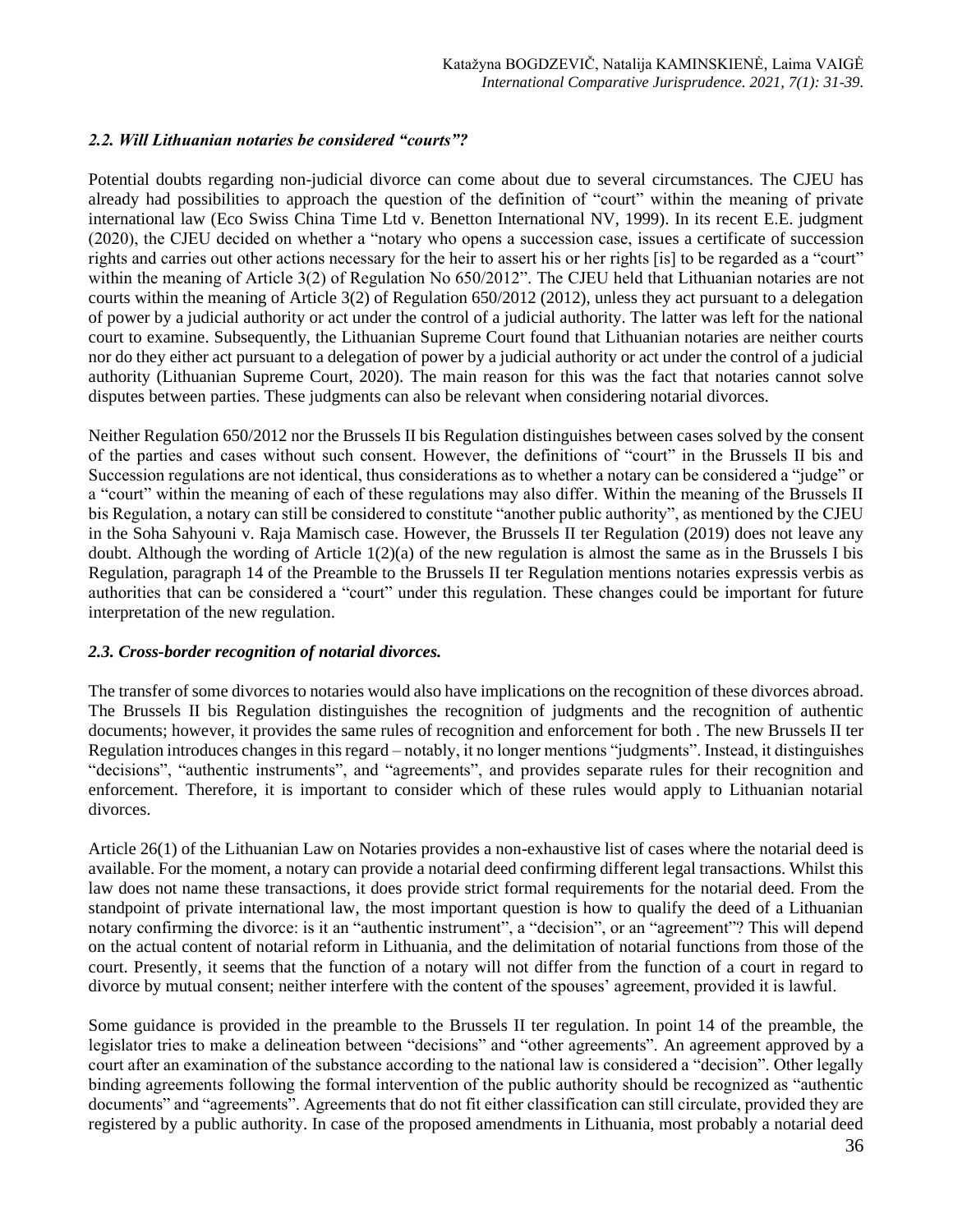### *2.2. Will Lithuanian notaries be considered "courts"?*

Potential doubts regarding non-judicial divorce can come about due to several circumstances. The CJEU has already had possibilities to approach the question of the definition of "court" within the meaning of private international law (Eco Swiss China Time Ltd v. Benetton International NV, 1999). In its recent E.E. judgment (2020), the CJEU decided on whether a "notary who opens a succession case, issues a certificate of succession rights and carries out other actions necessary for the heir to assert his or her rights [is] to be regarded as a "court" within the meaning of Article 3(2) of Regulation No 650/2012". The CJEU held that Lithuanian notaries are not courts within the meaning of Article 3(2) of Regulation 650/2012 (2012), unless they act pursuant to a delegation of power by a judicial authority or act under the control of a judicial authority. The latter was left for the national court to examine. Subsequently, the Lithuanian Supreme Court found that Lithuanian notaries are neither courts nor do they either act pursuant to a delegation of power by a judicial authority or act under the control of a judicial authority (Lithuanian Supreme Court, 2020). The main reason for this was the fact that notaries cannot solve disputes between parties. These judgments can also be relevant when considering notarial divorces.

Neither Regulation 650/2012 nor the Brussels II bis Regulation distinguishes between cases solved by the consent of the parties and cases without such consent. However, the definitions of "court" in the Brussels II bis and Succession regulations are not identical, thus considerations as to whether a notary can be considered a "judge" or a "court" within the meaning of each of these regulations may also differ. Within the meaning of the Brussels II bis Regulation, a notary can still be considered to constitute "another public authority", as mentioned by the CJEU in the Soha Sahyouni v. Raja Mamisch case. However, the Brussels II ter Regulation (2019) does not leave any doubt. Although the wording of Article 1(2)(a) of the new regulation is almost the same as in the Brussels I bis Regulation, paragraph 14 of the Preamble to the Brussels II ter Regulation mentions notaries expressis verbis as authorities that can be considered a "court" under this regulation. These changes could be important for future interpretation of the new regulation.

### *2.3. Cross-border recognition of notarial divorces.*

The transfer of some divorces to notaries would also have implications on the recognition of these divorces abroad. The Brussels II bis Regulation distinguishes the recognition of judgments and the recognition of authentic documents; however, it provides the same rules of recognition and enforcement for both . The new Brussels II ter Regulation introduces changes in this regard – notably, it no longer mentions "judgments". Instead, it distinguishes "decisions", "authentic instruments", and "agreements", and provides separate rules for their recognition and enforcement. Therefore, it is important to consider which of these rules would apply to Lithuanian notarial divorces.

Article 26(1) of the Lithuanian Law on Notaries provides a non-exhaustive list of cases where the notarial deed is available. For the moment, a notary can provide a notarial deed confirming different legal transactions. Whilst this law does not name these transactions, it does provide strict formal requirements for the notarial deed. From the standpoint of private international law, the most important question is how to qualify the deed of a Lithuanian notary confirming the divorce: is it an "authentic instrument", a "decision", or an "agreement"? This will depend on the actual content of notarial reform in Lithuania, and the delimitation of notarial functions from those of the court. Presently, it seems that the function of a notary will not differ from the function of a court in regard to divorce by mutual consent; neither interfere with the content of the spouses' agreement, provided it is lawful.

Some guidance is provided in the preamble to the Brussels II ter regulation. In point 14 of the preamble, the legislator tries to make a delineation between "decisions" and "other agreements". An agreement approved by a court after an examination of the substance according to the national law is considered a "decision". Other legally binding agreements following the formal intervention of the public authority should be recognized as "authentic documents" and "agreements". Agreements that do not fit either classification can still circulate, provided they are registered by a public authority. In case of the proposed amendments in Lithuania, most probably a notarial deed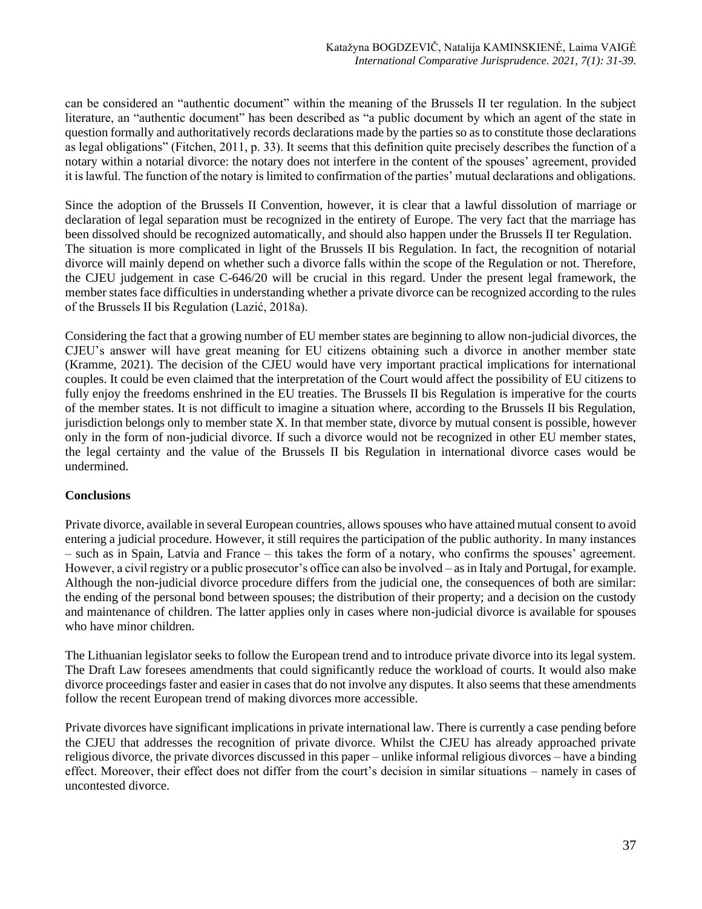can be considered an "authentic document" within the meaning of the Brussels II ter regulation. In the subject literature, an "authentic document" has been described as "a public document by which an agent of the state in question formally and authoritatively records declarations made by the parties so as to constitute those declarations as legal obligations" (Fitchen, 2011, p. 33). It seems that this definition quite precisely describes the function of a notary within a notarial divorce: the notary does not interfere in the content of the spouses' agreement, provided it is lawful. The function of the notary is limited to confirmation of the parties' mutual declarations and obligations.

Since the adoption of the Brussels II Convention, however, it is clear that a lawful dissolution of marriage or declaration of legal separation must be recognized in the entirety of Europe. The very fact that the marriage has been dissolved should be recognized automatically, and should also happen under the Brussels II ter Regulation. The situation is more complicated in light of the Brussels II bis Regulation. In fact, the recognition of notarial divorce will mainly depend on whether such a divorce falls within the scope of the Regulation or not. Therefore, the CJEU judgement in case C-646/20 will be crucial in this regard. Under the present legal framework, the member states face difficulties in understanding whether a private divorce can be recognized according to the rules of the Brussels II bis Regulation (Lazić, 2018a).

Considering the fact that a growing number of EU member states are beginning to allow non-judicial divorces, the CJEU's answer will have great meaning for EU citizens obtaining such a divorce in another member state (Kramme, 2021). The decision of the CJEU would have very important practical implications for international couples. It could be even claimed that the interpretation of the Court would affect the possibility of EU citizens to fully enjoy the freedoms enshrined in the EU treaties. The Brussels II bis Regulation is imperative for the courts of the member states. It is not difficult to imagine a situation where, according to the Brussels II bis Regulation, jurisdiction belongs only to member state X. In that member state, divorce by mutual consent is possible, however only in the form of non-judicial divorce. If such a divorce would not be recognized in other EU member states, the legal certainty and the value of the Brussels II bis Regulation in international divorce cases would be undermined.

**Conclusions**

Private divorce, available in several European countries, allows spouses who have attained mutual consent to avoid entering a judicial procedure. However, it still requires the participation of the public authority. In many instances – such as in Spain, Latvia and France – this takes the form of a notary, who confirms the spouses' agreement. However, a civil registry or a public prosecutor's office can also be involved – as in Italy and Portugal, for example. Although the non-judicial divorce procedure differs from the judicial one, the consequences of both are similar: the ending of the personal bond between spouses; the distribution of their property; and a decision on the custody and maintenance of children. The latter applies only in cases where non-judicial divorce is available for spouses who have minor children.

The Lithuanian legislator seeks to follow the European trend and to introduce private divorce into its legal system. The Draft Law foresees amendments that could significantly reduce the workload of courts. It would also make divorce proceedings faster and easier in cases that do not involve any disputes. It also seems that these amendments follow the recent European trend of making divorces more accessible.

Private divorces have significant implications in private international law. There is currently a case pending before the CJEU that addresses the recognition of private divorce. Whilst the CJEU has already approached private religious divorce, the private divorces discussed in this paper – unlike informal religious divorces – have a binding effect. Moreover, their effect does not differ from the court's decision in similar situations – namely in cases of uncontested divorce.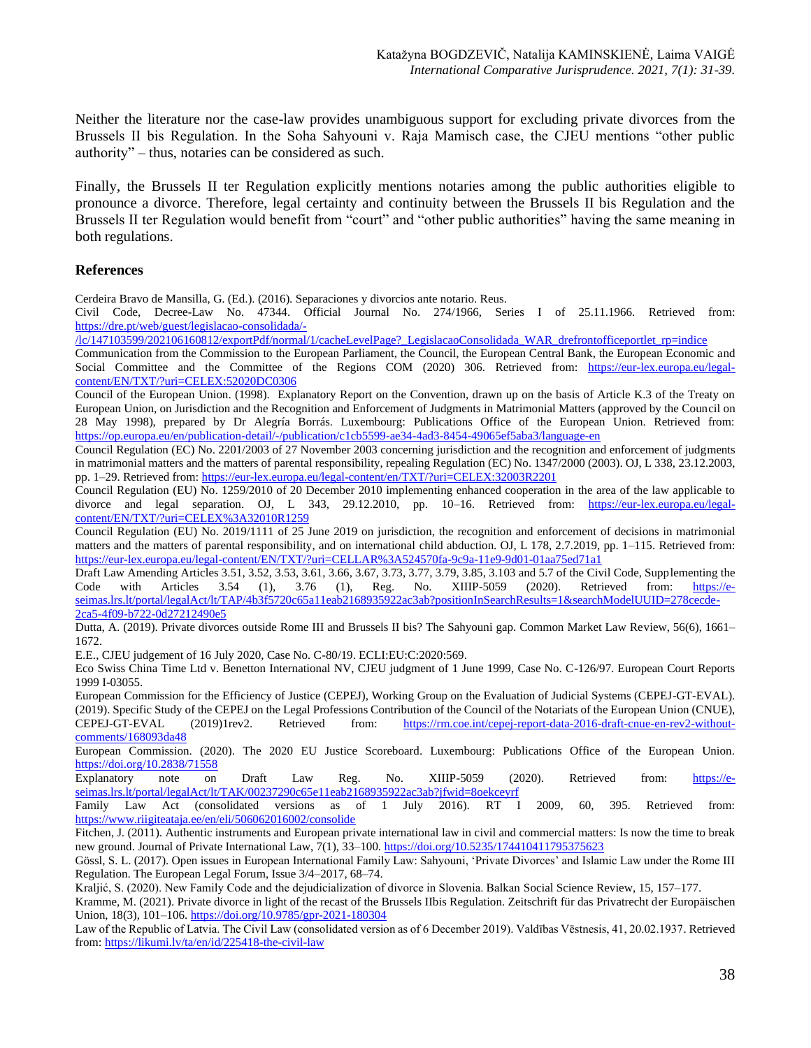Neither the literature nor the case-law provides unambiguous support for excluding private divorces from the Brussels II bis Regulation. In the Soha Sahyouni v. Raja Mamisch case, the CJEU mentions "other public authority" – thus, notaries can be considered as such.

Finally, the Brussels II ter Regulation explicitly mentions notaries among the public authorities eligible to pronounce a divorce. Therefore, legal certainty and continuity between the Brussels II bis Regulation and the Brussels II ter Regulation would benefit from "court" and "other public authorities" having the same meaning in both regulations.

### References

Cerdeira Bravo de Mansilla, G. (Ed.). (2016). Separaciones y divorcios ante notario. Reus.

Civil Code, Decree-Law No. 47344. Official Journal No. 274/1966, Series I of 25.11.1966. Retrieved from: https://dre.pt/web/guest/legislacao-consolidada/-/lc/147103599/202106160812/exportPdf/normal/1/cacheLevelPage?_LegislacaoConsolidada_WAR_drefrontofficeportlet_rp=indice

Communication from the Commission to the European Parliament, the Council, the European Central Bank, the European Economic and Social Committee and the Committee of the Regions COM (2020) 306. Retrieved from: https://eur-lex.europa.eu/legal-content/EN/TXT/?uri=CELEX:52020DC0306

Council of the European Union. (1998). Explanatory Report on the Convention, drawn up on the basis of Article K.3 of the Treaty on European Union, on Jurisdiction and the Recognition and Enforcement of Judgments in Matrimonial Matters (approved by the Council on 28 May 1998), prepared by Dr Alegría Borrás. Luxembourg: Publications Office of the European Union. Retrieved from: https://op.europa.eu/en/publication-detail/-/publication/c1cb5599-ae34-4ad3-8454-49065ef5aba3/language-en

Council Regulation (EC) No. 2201/2003 of 27 November 2003 concerning jurisdiction and the recognition and enforcement of judgments in matrimonial matters and the matters of parental responsibility, repealing Regulation (EC) No. 1347/2000 (2003). OJ, L 338, 23.12.2003, pp. 1–29. Retrieved from: https://eur-lex.europa.eu/legal-content/en/TXT/?uri=CELEX:32003R2201

Council Regulation (EU) No. 1259/2010 of 20 December 2010 implementing enhanced cooperation in the area of the law applicable to divorce and legal separation. OJ, L 343, 29.12.2010, pp. 10–16. Retrieved from: https://eur-lex.europa.eu/legal-content/EN/TXT/?uri=CELEX%3A32010R1259

Council Regulation (EU) No. 2019/1111 of 25 June 2019 on jurisdiction, the recognition and enforcement of decisions in matrimonial matters and the matters of parental responsibility, and on international child abduction. OJ, L 178, 2.7.2019, pp. 1–115. Retrieved from: https://eur-lex.europa.eu/legal-content/EN/TXT/?uri=CELLAR%3A524570fa-9c9a-11e9-9d01-01aa75ed71a1

Draft Law Amending Articles 3.51, 3.52, 3.53, 3.61, 3.66, 3.67, 3.73, 3.77, 3.79, 3.85, 3.103 and 5.7 of the Civil Code, Supplementing the Code with Articles 3.54 (1), 3.76 (1), Reg. No. XIIIP-5059 (2020). Retrieved from: https://e-seimas.lrs.lt/portal/legalAct/lt/TAP/4b3f5720c65a11eab2168935922ac3ab?positionInSearchResults=1&searchModelUUID=278cecde-2ca5-4f09-b722-0d27212490e5

Dutta, A. (2019). Private divorces outside Rome III and Brussels II bis? The Sahyouni gap. Common Market Law Review, 56(6), 1661–1672.

E.E., CJEU judgement of 16 July 2020, Case No. C-80/19. ECLI:EU:C:2020:569.

Eco Swiss China Time Ltd v. Benetton International NV, CJEU judgment of 1 June 1999, Case No. C-126/97. European Court Reports 1999 I-03055.

European Commission for the Efficiency of Justice (CEPEJ), Working Group on the Evaluation of Judicial Systems (CEPEJ-GT-EVAL). (2019). Specific Study of the CEPEJ on the Legal Professions Contribution of the Council of the Notariats of the European Union (CNUE), CEPEJ-GT-EVAL (2019)1rev2. Retrieved from: https://rm.coe.int/cepej-report-data-2016-draft-cnue-en-rev2-without-comments/168093da48

European Commission. (2020). The 2020 EU Justice Scoreboard. Luxembourg: Publications Office of the European Union. https://doi.org/10.2838/71558

Explanatory note on Draft Law Reg. No. XIIIP-5059 (2020). Retrieved from: https://e-seimas.lrs.lt/portal/legalAct/lt/TAK/00237290c65e11eab2168935922ac3ab?jfwid=8oekceyrf

Family Law Act (consolidated versions as of 1 July 2016). RT I 2009, 60, 395. Retrieved from: https://www.riigiteataja.ee/en/eli/506062016002/consolide

Fitchen, J. (2011). Authentic instruments and European private international law in civil and commercial matters: Is now the time to break new ground. Journal of Private International Law, 7(1), 33–100. https://doi.org/10.5235/174410411795375623

Gössl, S. L. (2017). Open issues in European International Family Law: Sahyouni, 'Private Divorces' and Islamic Law under the Rome III Regulation. The European Legal Forum, Issue 3/4–2017, 68–74.

Kraljić, S. (2020). New Family Code and the dejudicialization of divorce in Slovenia. Balkan Social Science Review, 15, 157–177.

Kramme, M. (2021). Private divorce in light of the recast of the Brussels IIbis Regulation. Zeitschrift für das Privatrecht der Europäischen Union, 18(3), 101–106. https://doi.org/10.9785/gpr-2021-180304

Law of the Republic of Latvia. The Civil Law (consolidated version as of 6 December 2019). Valdības Vēstnesis, 41, 20.02.1937. Retrieved from: https://likumi.lv/ta/en/id/225418-the-civil-law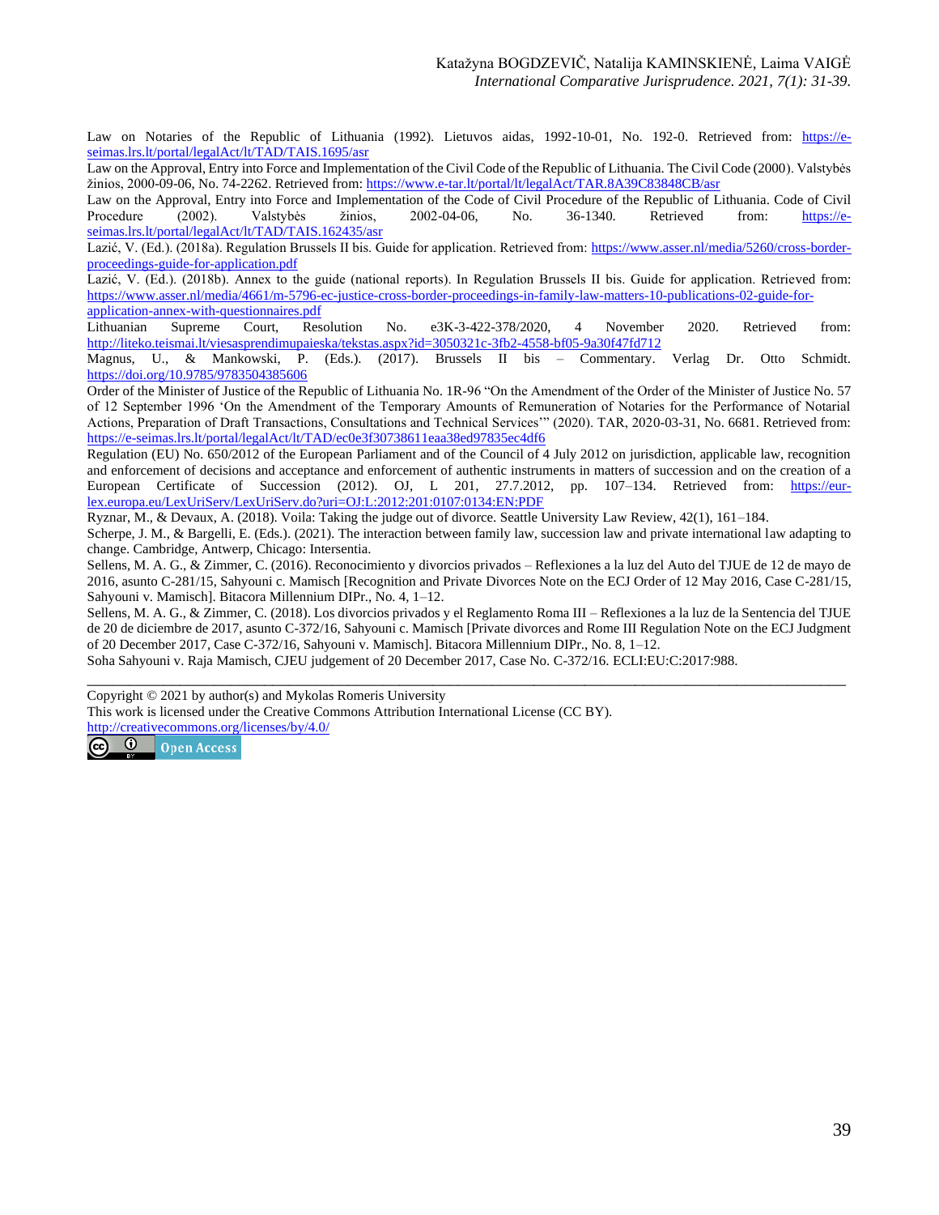Law on Notaries of the Republic of Lithuania (1992). Lietuvos aidas, 1992-10-01, No. 192-0. Retrieved from: https://e-seimas.lrs.lt/portal/legalAct/lt/TAD/TAIS.1695/asr

Law on the Approval, Entry into Force and Implementation of the Civil Code of the Republic of Lithuania. The Civil Code (2000). Valstybės žinios, 2000-09-06, No. 74-2262. Retrieved from: https://www.e-tar.lt/portal/lt/legalAct/TAR.8A39C83848CB/asr

Law on the Approval, Entry into Force and Implementation of the Code of Civil Procedure of the Republic of Lithuania. Code of Civil Procedure (2002). Valstybės žinios, 2002-04-06, No. 36-1340. Retrieved from: https://e-seimas.lrs.lt/portal/legalAct/lt/TAD/TAIS.162435/asr

Lazić, V. (Ed.). (2018a). Regulation Brussels II bis. Guide for application. Retrieved from: https://www.asser.nl/media/5260/cross-border-proceedings-guide-for-application.pdf

Lazić, V. (Ed.). (2018b). Annex to the guide (national reports). In Regulation Brussels II bis. Guide for application. Retrieved from: https://www.asser.nl/media/4661/m-5796-ec-justice-cross-border-proceedings-in-family-law-matters-10-publications-02-guide-for-application-annex-with-questionnaires.pdf

Lithuanian Supreme Court, Resolution No. e3K-3-422-378/2020, 4 November 2020. Retrieved from: http://liteko.teismai.lt/viesasprendimupaieska/tekstas.aspx?id=3050321c-3fb2-4558-bf05-9a30f47fd712

Magnus, U., & Mankowski, P. (Eds.). (2017). Brussels II bis – Commentary. Verlag Dr. Otto Schmidt. https://doi.org/10.9785/9783504385606

Order of the Minister of Justice of the Republic of Lithuania No. 1R-96 "On the Amendment of the Order of the Minister of Justice No. 57 of 12 September 1996 'On the Amendment of the Temporary Amounts of Remuneration of Notaries for the Performance of Notarial Actions, Preparation of Draft Transactions, Consultations and Technical Services'" (2020). TAR, 2020-03-31, No. 6681. Retrieved from: https://e-seimas.lrs.lt/portal/legalAct/lt/TAD/ec0e3f30738611eaa38ed97835ec4df6

Regulation (EU) No. 650/2012 of the European Parliament and of the Council of 4 July 2012 on jurisdiction, applicable law, recognition and enforcement of decisions and acceptance and enforcement of authentic instruments in matters of succession and on the creation of a European Certificate of Succession (2012). OJ, L 201, 27.7.2012, pp. 107–134. Retrieved from: https://eur-lex.europa.eu/LexUriServ/LexUriServ.do?uri=OJ:L:2012:201:0107:0134:EN:PDF

Ryznar, M., & Devaux, A. (2018). Voila: Taking the judge out of divorce. Seattle University Law Review, 42(1), 161–184.

Scherpe, J. M., & Bargelli, E. (Eds.). (2021). The interaction between family law, succession law and private international law adapting to change. Cambridge, Antwerp, Chicago: Intersentia.

Sellens, M. A. G., & Zimmer, C. (2016). Reconocimiento y divorcios privados – Reflexiones a la luz del Auto del TJUE de 12 de mayo de 2016, asunto C-281/15, Sahyouni c. Mamisch [Recognition and Private Divorces Note on the ECJ Order of 12 May 2016, Case C-281/15, Sahyouni v. Mamisch]. Bitacora Millennium DIPr., No. 4, 1–12.

Sellens, M. A. G., & Zimmer, C. (2018). Los divorcios privados y el Reglamento Roma III – Reflexiones a la luz de la Sentencia del TJUE de 20 de diciembre de 2017, asunto C-372/16, Sahyouni c. Mamisch [Private divorces and Rome III Regulation Note on the ECJ Judgment of 20 December 2017, Case C-372/16, Sahyouni v. Mamisch]. Bitacora Millennium DIPr., No. 8, 1–12.

Soha Sahyouni v. Raja Mamisch, CJEU judgement of 20 December 2017, Case No. C-372/16. ECLI:EU:C:2017:988.

---

Copyright © 2021 by author(s) and Mykolas Romeris University

This work is licensed under the Creative Commons Attribution International License (CC BY).

http://creativecommons.org/licenses/by/4.0/

Open Access